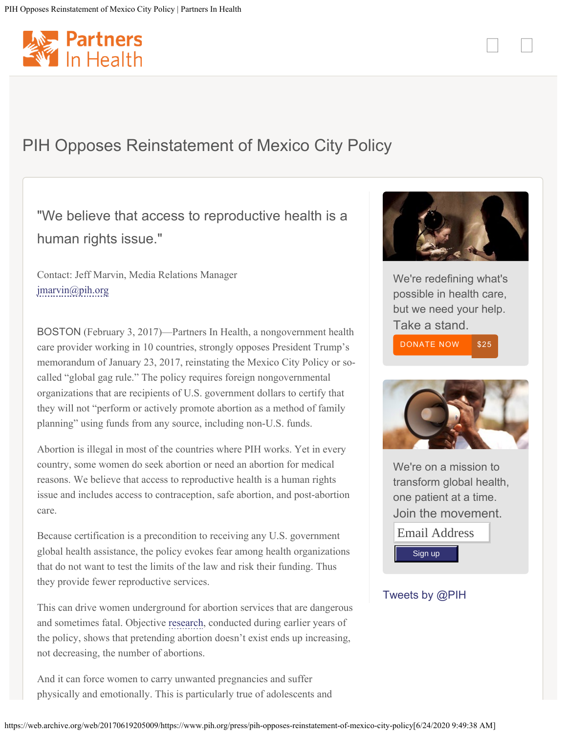# PIH Opposes Reinstatement of Mexico City Policy

"We believe that access to reproductive health is a human rights issue."

Contact: Jeff Marvin, Media Relations Manager
jmarvin@pih.org

BOSTON (February 3, 2017)—Partners In Health, a nongovernment health care provider working in 10 countries, strongly opposes President Trump's memorandum of January 23, 2017, reinstating the Mexico City Policy or so-called "global gag rule." The policy requires foreign nongovernmental organizations that are recipients of U.S. government dollars to certify that they will not "perform or actively promote abortion as a method of family planning" using funds from any source, including non-U.S. funds.

Abortion is illegal in most of the countries where PIH works. Yet in every country, some women do seek abortion or need an abortion for medical reasons. We believe that access to reproductive health is a human rights issue and includes access to contraception, safe abortion, and post-abortion care.

Because certification is a precondition to receiving any U.S. government global health assistance, the policy evokes fear among health organizations that do not want to test the limits of the law and risk their funding. Thus they provide fewer reproductive services.

This can drive women underground for abortion services that are dangerous and sometimes fatal. Objective research, conducted during earlier years of the policy, shows that pretending abortion doesn't exist ends up increasing, not decreasing, the number of abortions.

And it can force women to carry unwanted pregnancies and suffer physically and emotionally. This is particularly true of adolescents and

We're redefining what's possible in health care, but we need your help. Take a stand.

DONATE NOW $25

We're on a mission to transform global health, one patient at a time. Join the movement.

Email Address

Sign up

Tweets by @PIH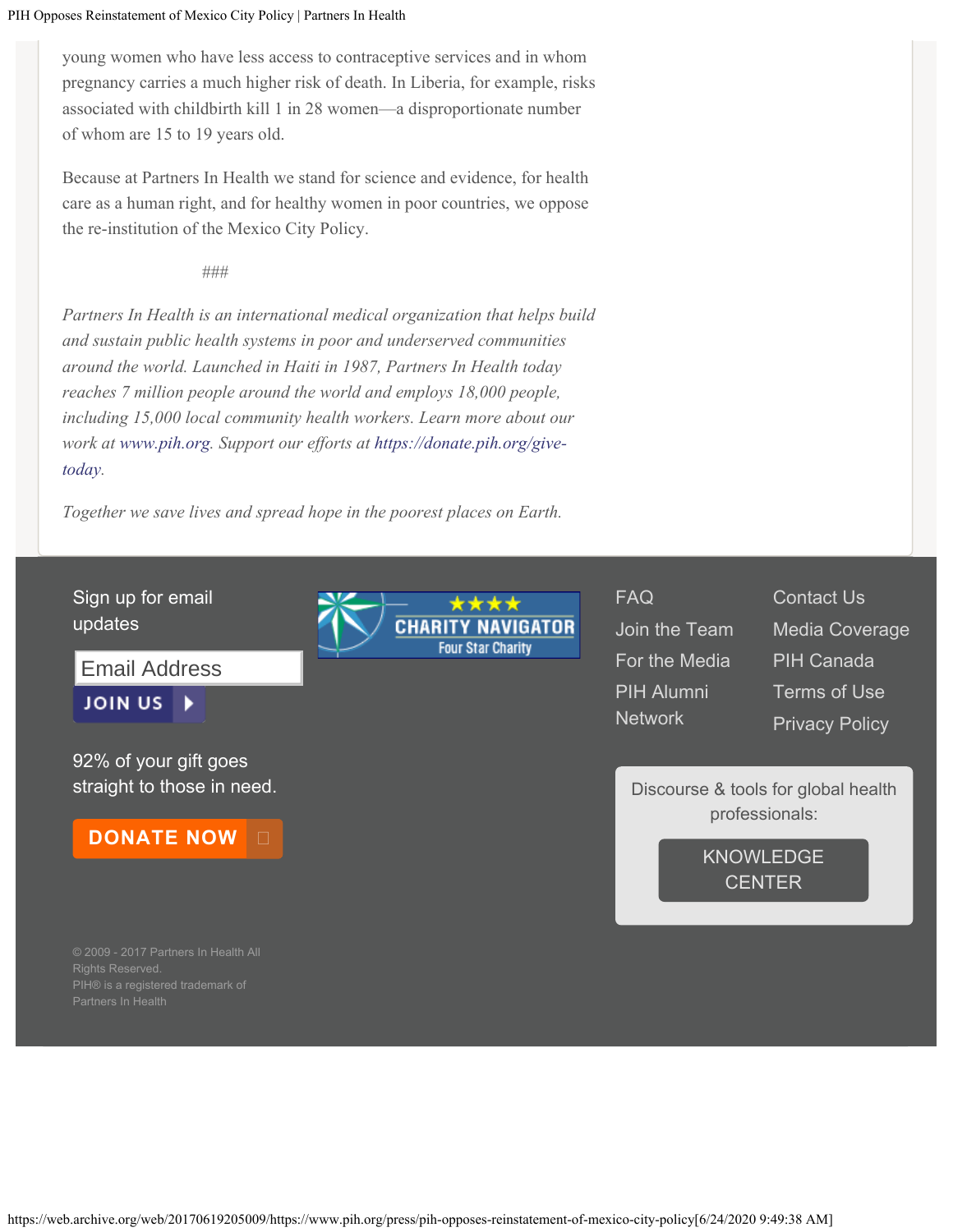young women who have less access to contraceptive services and in whom pregnancy carries a much higher risk of death. In Liberia, for example, risks associated with childbirth kill 1 in 28 women—a disproportionate number of whom are 15 to 19 years old.

Because at Partners In Health we stand for science and evidence, for health care as a human right, and for healthy women in poor countries, we oppose the re-institution of the Mexico City Policy.

###

*Partners In Health is an international medical organization that helps build and sustain public health systems in poor and underserved communities around the world. Launched in Haiti in 1987, Partners In Health today reaches 7 million people around the world and employs 18,000 people, including 15,000 local community health workers. Learn more about our work at www.pih.org. Support our efforts at https://donate.pih.org/give-today.*

*Together we save lives and spread hope in the poorest places on Earth.*

Sign up for email updates

Email Address

JOIN US

92% of your gift goes straight to those in need.

DONATE NOW

FAQ
Join the Team
For the Media
PIH Alumni Network

Contact Us
Media Coverage
PIH Canada
Terms of Use
Privacy Policy

Discourse & tools for global health professionals:

KNOWLEDGE CENTER

© 2009 - 2017 Partners In Health All Rights Reserved.
PIH® is a registered trademark of Partners In Health